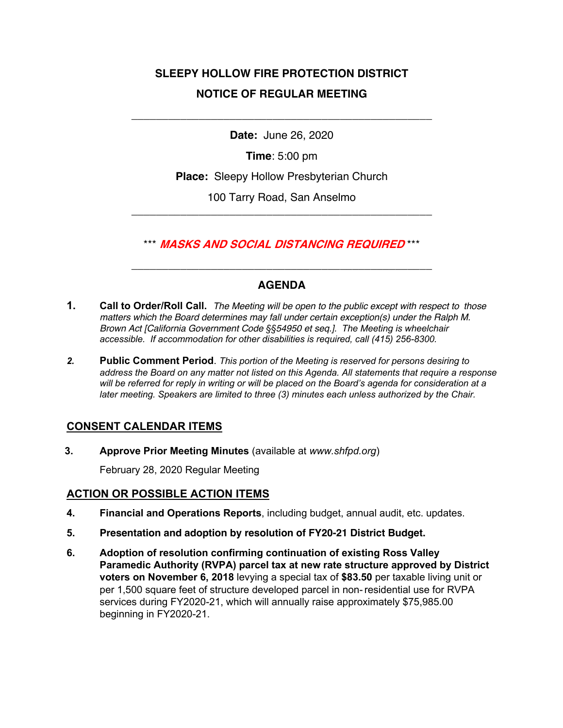# SLEEPY HOLLOW FIRE PROTECTION DISTRICT

## NOTICE OF REGULAR MEETING

---

**Date:** June 26, 2020

**Time**: 5:00 pm

**Place:** Sleepy Hollow Presbyterian Church

100 Tarry Road, San Anselmo

---

\*\*\* ***MASKS AND SOCIAL DISTANCING REQUIRED*** \*\*\*

---

## AGENDA

1. **Call to Order/Roll Call.** *The Meeting will be open to the public except with respect to those matters which the Board determines may fall under certain exception(s) under the Ralph M. Brown Act [California Government Code §§54950 et seq.]. The Meeting is wheelchair accessible. If accommodation for other disabilities is required, call (415) 256-8300.*

2. **Public Comment Period**. *This portion of the Meeting is reserved for persons desiring to address the Board on any matter not listed on this Agenda. All statements that require a response will be referred for reply in writing or will be placed on the Board's agenda for consideration at a later meeting. Speakers are limited to three (3) minutes each unless authorized by the Chair.*

### CONSENT CALENDAR ITEMS

3. **Approve Prior Meeting Minutes** (available at *www.shfpd.org*)

   February 28, 2020 Regular Meeting

### ACTION OR POSSIBLE ACTION ITEMS

4. **Financial and Operations Reports**, including budget, annual audit, etc. updates.

5. **Presentation and adoption by resolution of FY20-21 District Budget.**

6. **Adoption of resolution confirming continuation of existing Ross Valley Paramedic Authority (RVPA) parcel tax at new rate structure approved by District voters on November 6, 2018** levying a special tax of **$83.50** per taxable living unit or per 1,500 square feet of structure developed parcel in non-residential use for RVPA services during FY2020-21, which will annually raise approximately $75,985.00 beginning in FY2020-21.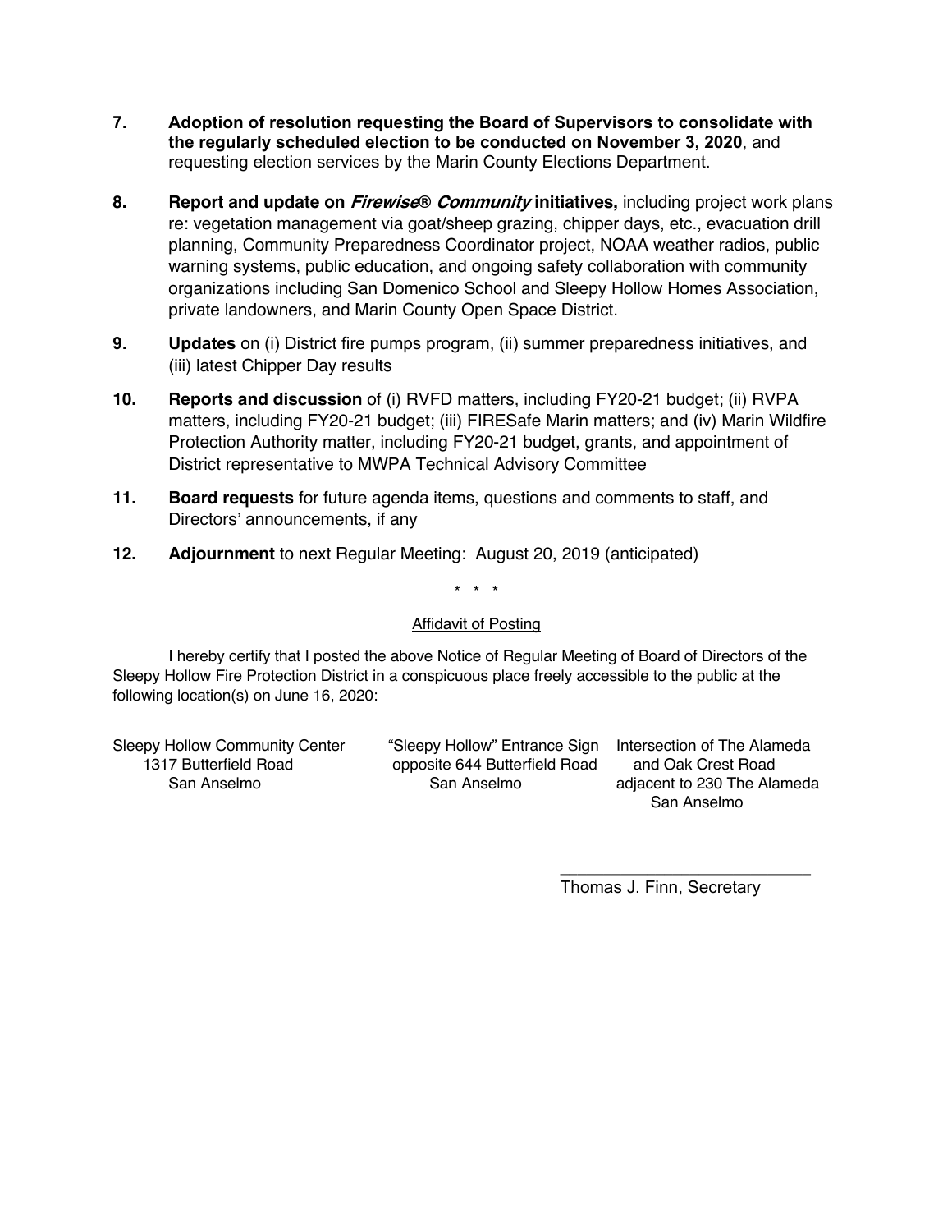7. **Adoption of resolution requesting the Board of Supervisors to consolidate with the regularly scheduled election to be conducted on November 3, 2020**, and requesting election services by the Marin County Elections Department.

8. **Report and update on *Firewise® Community* initiatives,** including project work plans re: vegetation management via goat/sheep grazing, chipper days, etc., evacuation drill planning, Community Preparedness Coordinator project, NOAA weather radios, public warning systems, public education, and ongoing safety collaboration with community organizations including San Domenico School and Sleepy Hollow Homes Association, private landowners, and Marin County Open Space District.

9. **Updates** on (i) District fire pumps program, (ii) summer preparedness initiatives, and (iii) latest Chipper Day results

10. **Reports and discussion** of (i) RVFD matters, including FY20-21 budget; (ii) RVPA matters, including FY20-21 budget; (iii) FIRESafe Marin matters; and (iv) Marin Wildfire Protection Authority matter, including FY20-21 budget, grants, and appointment of District representative to MWPA Technical Advisory Committee

11. **Board requests** for future agenda items, questions and comments to staff, and Directors' announcements, if any

12. **Adjournment** to next Regular Meeting: August 20, 2019 (anticipated)

\* \* \*

Affidavit of Posting

I hereby certify that I posted the above Notice of Regular Meeting of Board of Directors of the Sleepy Hollow Fire Protection District in a conspicuous place freely accessible to the public at the following location(s) on June 16, 2020:

Sleepy Hollow Community Center
1317 Butterfield Road
San Anselmo

"Sleepy Hollow" Entrance Sign
opposite 644 Butterfield Road
San Anselmo

Intersection of The Alameda
and Oak Crest Road
adjacent to 230 The Alameda
San Anselmo

Thomas J. Finn, Secretary